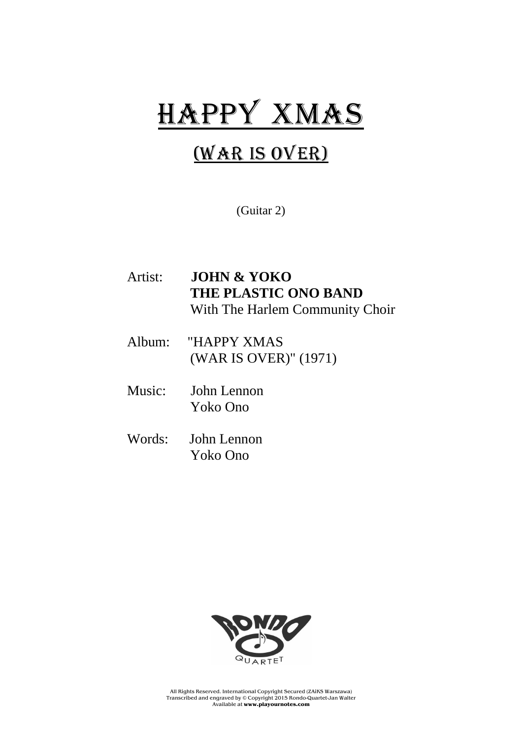# HAPPY XMAS

## (WAR IS OVER)

(Guitar 2)

Artist: **JOHN & YOKO**
**THE PLASTIC ONO BAND**
With The Harlem Community Choir

Album: "HAPPY XMAS
(WAR IS OVER)" (1971)

Music: John Lennon
Yoko Ono

Words: John Lennon
Yoko Ono

All Rights Reserved. International Copyright Secured (ZAiKS Warszawa)
Transcribed and engraved by © Copyright 2015 Rondo-Quartet-Jan Walter
Available at **www.playournotes.com**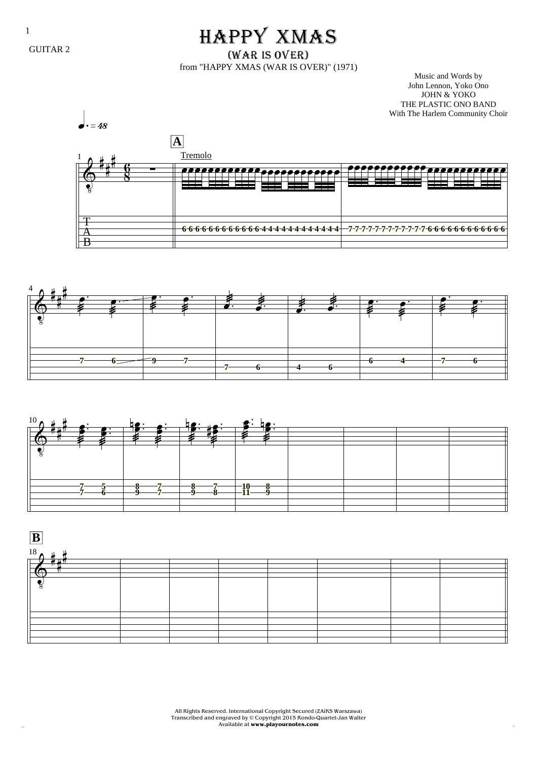GUITAR 2

# HAPPY XMAS
## (WAR IS OVER)

from "HAPPY XMAS (WAR IS OVER)" (1971)

Music and Words by
John Lennon, Yoko Ono
JOHN & YOKO
THE PLASTIC ONO BAND
With The Harlem Community Choir

♩. = 48

A

Tremolo

B

All Rights Reserved. International Copyright Secured (ZAiKS Warszawa)
Transcribed and engraved by © Copyright 2015 Rondo-Quartet-Jan Walter
Available at **www.playournotes.com**